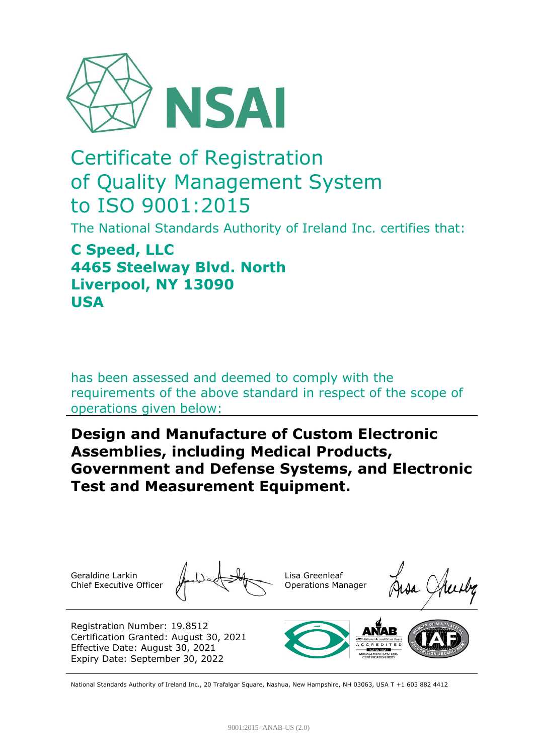NSAI

# Certificate of Registration of Quality Management System to ISO 9001:2015

The National Standards Authority of Ireland Inc. certifies that:

**C Speed, LLC**
**4465 Steelway Blvd. North**
**Liverpool, NY 13090**
**USA**

has been assessed and deemed to comply with the requirements of the above standard in respect of the scope of operations given below:

**Design and Manufacture of Custom Electronic Assemblies, including Medical Products, Government and Defense Systems, and Electronic Test and Measurement Equipment.**

Geraldine Larkin
Chief Executive Officer

Lisa Greenleaf
Operations Manager

Registration Number: 19.8512
Certification Granted: August 30, 2021
Effective Date: August 30, 2021
Expiry Date: September 30, 2022

National Standards Authority of Ireland Inc., 20 Trafalgar Square, Nashua, New Hampshire, NH 03063, USA T +1 603 882 4412

9001:2015–ANAB-US (2.0)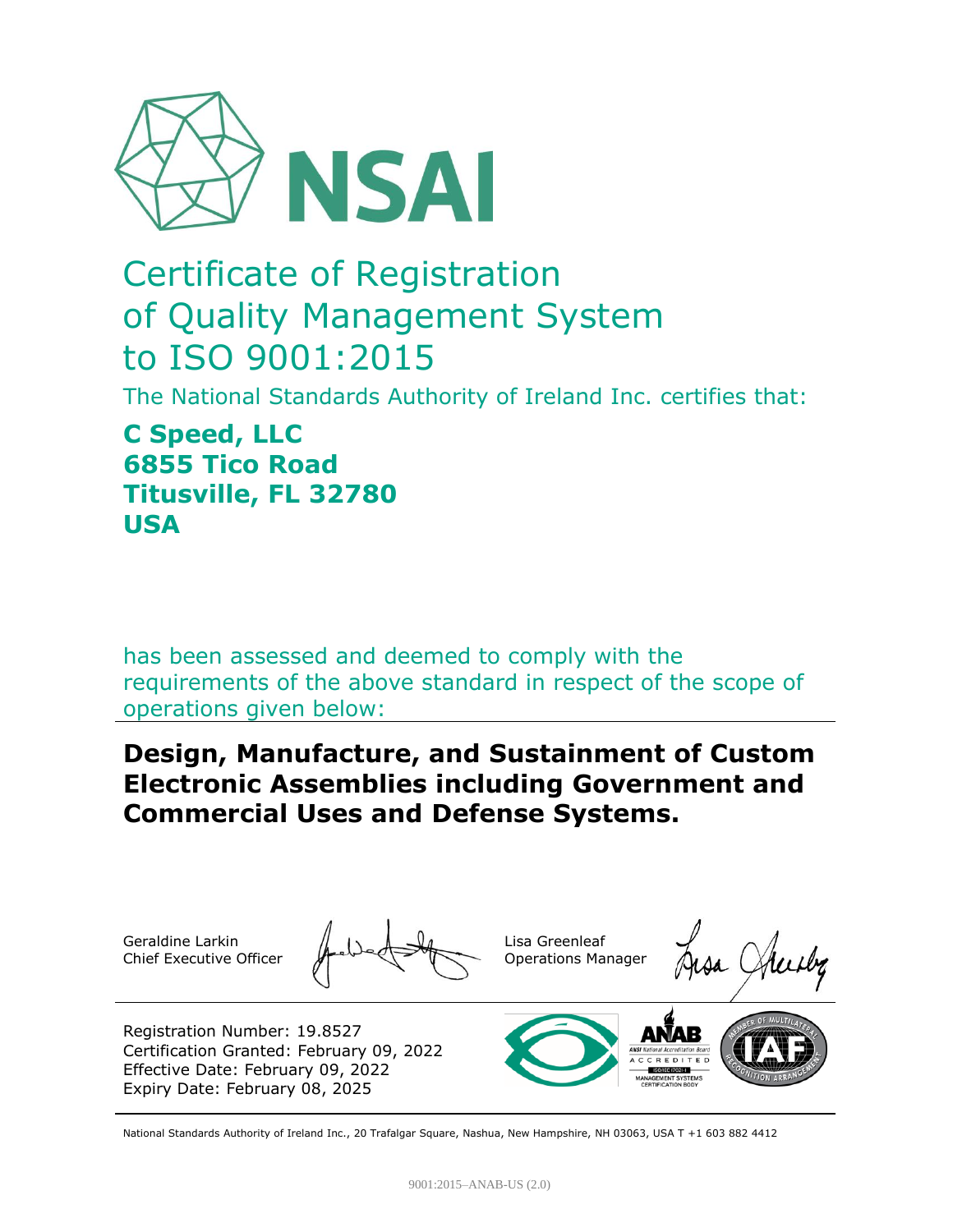NSAI

# Certificate of Registration of Quality Management System to ISO 9001:2015

The National Standards Authority of Ireland Inc. certifies that:

**C Speed, LLC**
**6855 Tico Road**
**Titusville, FL 32780**
**USA**

has been assessed and deemed to comply with the requirements of the above standard in respect of the scope of operations given below:

**Design, Manufacture, and Sustainment of Custom Electronic Assemblies including Government and Commercial Uses and Defense Systems.**

Geraldine Larkin
Chief Executive Officer

Lisa Greenleaf
Operations Manager

Registration Number: 19.8527
Certification Granted: February 09, 2022
Effective Date: February 09, 2022
Expiry Date: February 08, 2025

National Standards Authority of Ireland Inc., 20 Trafalgar Square, Nashua, New Hampshire, NH 03063, USA T +1 603 882 4412

9001:2015–ANAB-US (2.0)